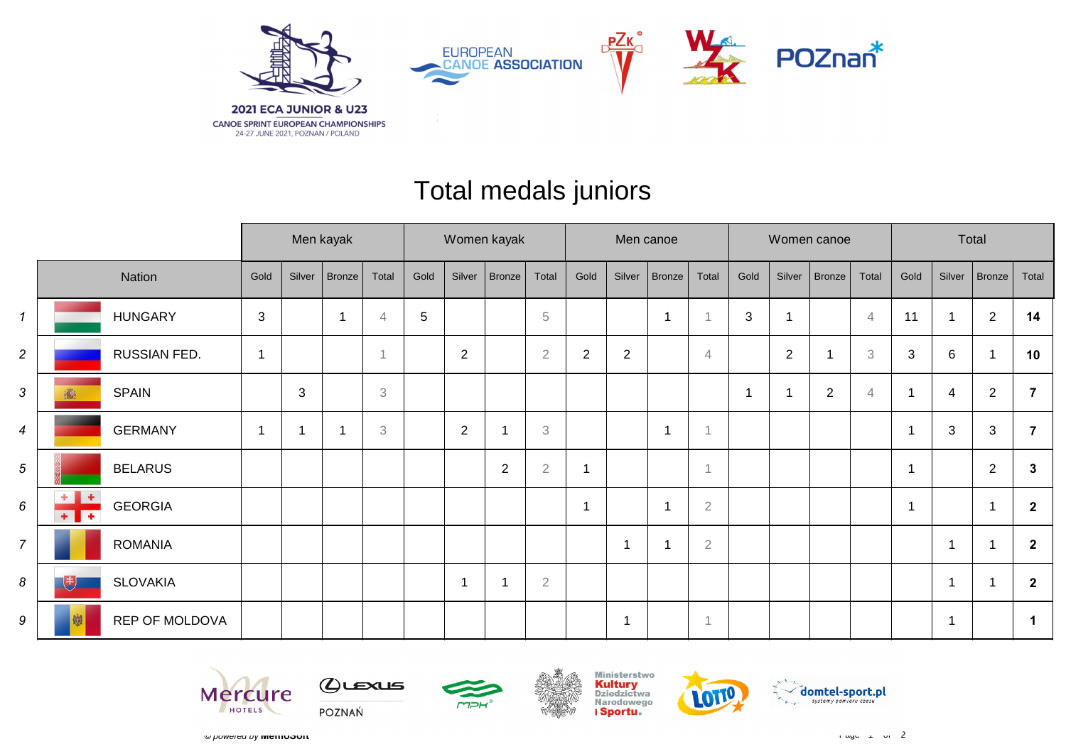2021 ECA JUNIOR & U23
CANOE SPRINT EUROPEAN CHAMPIONSHIPS
24-27 JUNE 2021, POZNAN / POLAND

# Total medals juniors

| | Nation | Men kayak | | | | Women kayak | | | | Men canoe | | | | Women canoe | | | | Total | | | |
|---|---|---|---|---|---|---|---|---|---|---|---|---|---|---|---|---|---|---|---|---|---|
| | | Gold | Silver | Bronze | Total | Gold | Silver | Bronze | Total | Gold | Silver | Bronze | Total | Gold | Silver | Bronze | Total | Gold | Silver | Bronze | Total |
| 1 | HUNGARY | 3 | | 1 | 4 | 5 | | | 5 | | | 1 | 1 | 3 | 1 | | 4 | 11 | 1 | 2 | **14** |
| 2 | RUSSIAN FED. | 1 | | | 1 | | 2 | | 2 | 2 | 2 | | 4 | | 2 | 1 | 3 | 3 | 6 | 1 | **10** |
| 3 | SPAIN | | 3 | | 3 | | | | | | | | | 1 | 1 | 2 | 4 | 1 | 4 | 2 | **7** |
| 4 | GERMANY | 1 | 1 | 1 | 3 | | 2 | 1 | 3 | | | 1 | 1 | | | | | 1 | 3 | 3 | **7** |
| 5 | BELARUS | | | | | | | 2 | 2 | 1 | | | 1 | | | | | 1 | | 2 | **3** |
| 6 | GEORGIA | | | | | | | | | 1 | | 1 | 2 | | | | | 1 | | 1 | **2** |
| 7 | ROMANIA | | | | | | | | | | 1 | 1 | 2 | | | | | | 1 | 1 | **2** |
| 8 | SLOVAKIA | | | | | | 1 | 1 | 2 | | | | | | | | | | 1 | 1 | **2** |
| 9 | REP OF MOLDOVA | | | | | | | | | | 1 | | 1 | | | | | | 1 | | **1** |

© powered by MemoSoft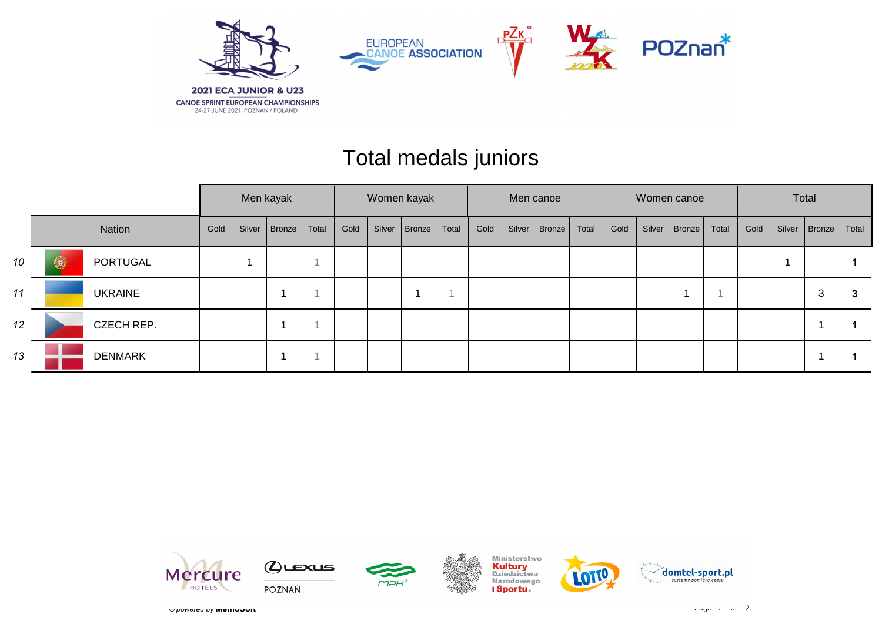2021 ECA JUNIOR & U23

CANOE SPRINT EUROPEAN CHAMPIONSHIPS

24-27 JUNE 2021, POZNAN / POLAND

# Total medals juniors

| | Nation | Men kayak | | | | Women kayak | | | | Men canoe | | | | Women canoe | | | | Total | | | |
|---|---|---|---|---|---|---|---|---|---|---|---|---|---|---|---|---|---|---|---|---|---|
| | | Gold | Silver | Bronze | Total | Gold | Silver | Bronze | Total | Gold | Silver | Bronze | Total | Gold | Silver | Bronze | Total | Gold | Silver | Bronze | Total |
| 10 | PORTUGAL | | 1 | | 1 | | | | | | | | | | | | | | 1 | | **1** |
| 11 | UKRAINE | | | 1 | 1 | | | 1 | 1 | | | | | | | 1 | 1 | | | 3 | **3** |
| 12 | CZECH REP. | | | 1 | 1 | | | | | | | | | | | | | | | 1 | **1** |
| 13 | DENMARK | | | 1 | 1 | | | | | | | | | | | | | | | 1 | **1** |

© powered by MemoSoft